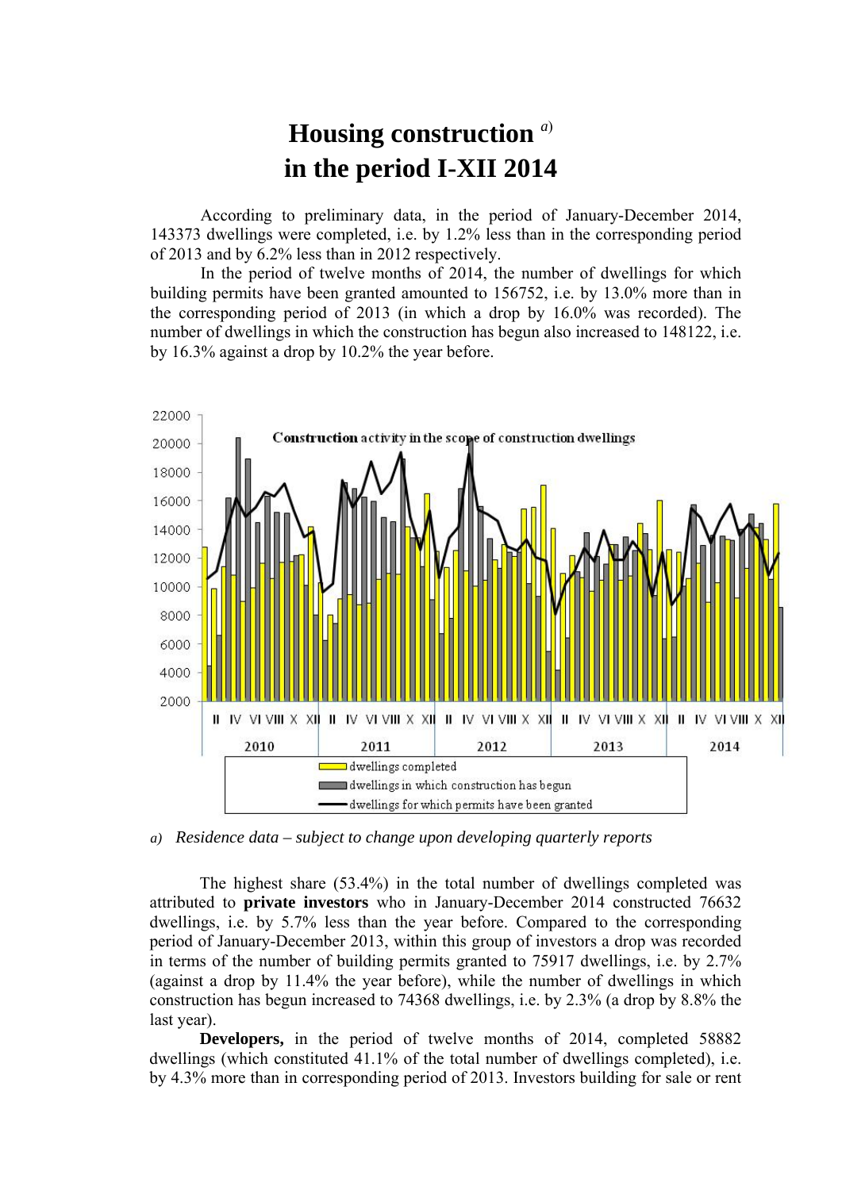# Housing construction [a)] in the period I-XII 2014

According to preliminary data, in the period of January-December 2014, 143373 dwellings were completed, i.e. by 1.2% less than in the corresponding period of 2013 and by 6.2% less than in 2012 respectively.

In the period of twelve months of 2014, the number of dwellings for which building permits have been granted amounted to 156752, i.e. by 13.0% more than in the corresponding period of 2013 (in which a drop by 16.0% was recorded). The number of dwellings in which the construction has begun also increased to 148122, i.e. by 16.3% against a drop by 10.2% the year before.

a) *Residence data – subject to change upon developing quarterly reports*

The highest share (53.4%) in the total number of dwellings completed was attributed to **private investors** who in January-December 2014 constructed 76632 dwellings, i.e. by 5.7% less than the year before. Compared to the corresponding period of January-December 2013, within this group of investors a drop was recorded in terms of the number of building permits granted to 75917 dwellings, i.e. by 2.7% (against a drop by 11.4% the year before), while the number of dwellings in which construction has begun increased to 74368 dwellings, i.e. by 2.3% (a drop by 8.8% the last year).

**Developers,** in the period of twelve months of 2014, completed 58882 dwellings (which constituted 41.1% of the total number of dwellings completed), i.e. by 4.3% more than in corresponding period of 2013. Investors building for sale or rent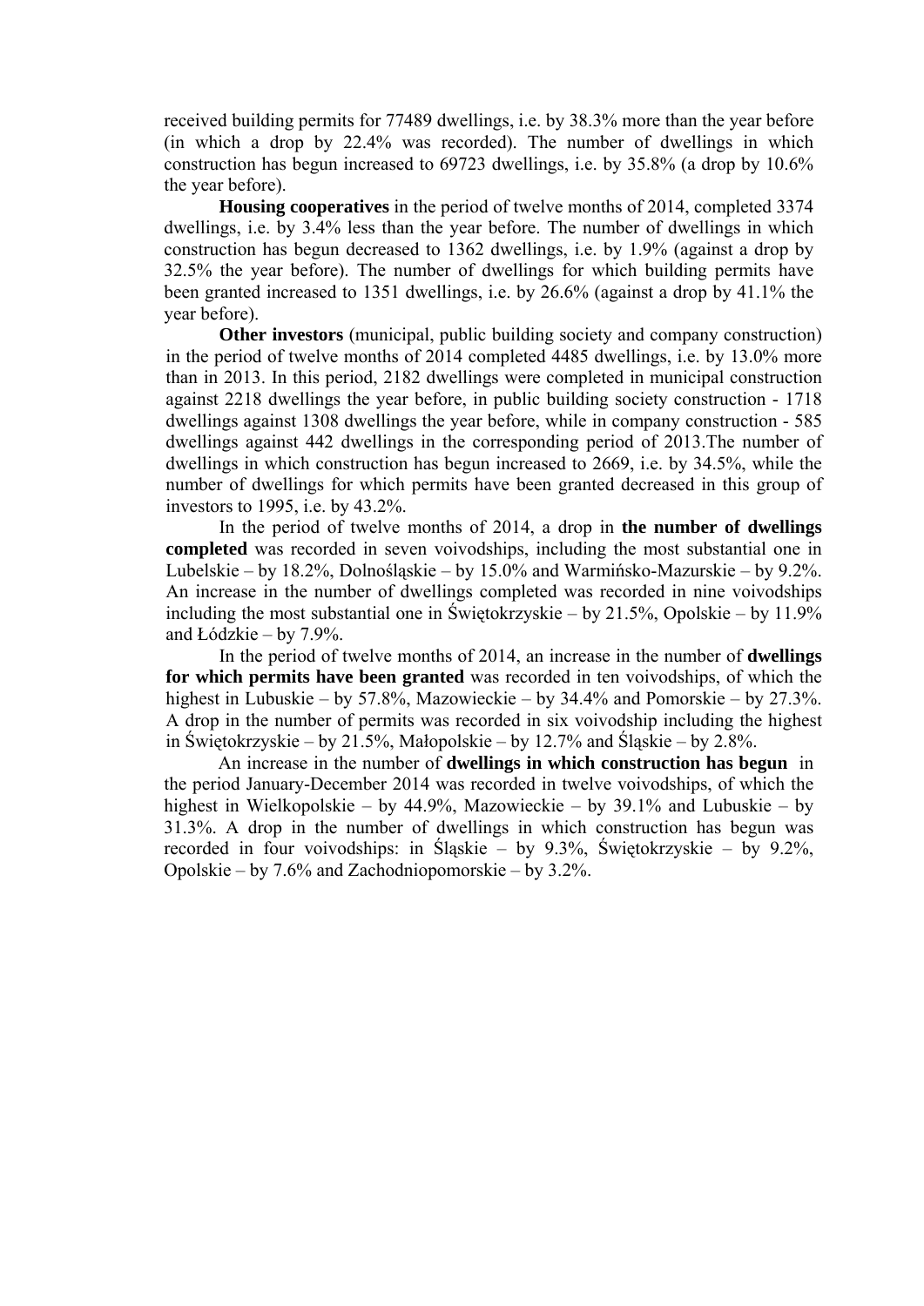received building permits for 77489 dwellings, i.e. by 38.3% more than the year before (in which a drop by 22.4% was recorded). The number of dwellings in which construction has begun increased to 69723 dwellings, i.e. by 35.8% (a drop by 10.6% the year before).

**Housing cooperatives** in the period of twelve months of 2014, completed 3374 dwellings, i.e. by 3.4% less than the year before. The number of dwellings in which construction has begun decreased to 1362 dwellings, i.e. by 1.9% (against a drop by 32.5% the year before). The number of dwellings for which building permits have been granted increased to 1351 dwellings, i.e. by 26.6% (against a drop by 41.1% the year before).

**Other investors** (municipal, public building society and company construction) in the period of twelve months of 2014 completed 4485 dwellings, i.e. by 13.0% more than in 2013. In this period, 2182 dwellings were completed in municipal construction against 2218 dwellings the year before, in public building society construction - 1718 dwellings against 1308 dwellings the year before, while in company construction - 585 dwellings against 442 dwellings in the corresponding period of 2013.The number of dwellings in which construction has begun increased to 2669, i.e. by 34.5%, while the number of dwellings for which permits have been granted decreased in this group of investors to 1995, i.e. by 43.2%.

In the period of twelve months of 2014, a drop in **the number of dwellings completed** was recorded in seven voivodships, including the most substantial one in Lubelskie – by 18.2%, Dolnośląskie – by 15.0% and Warmińsko-Mazurskie – by 9.2%. An increase in the number of dwellings completed was recorded in nine voivodships including the most substantial one in Świętokrzyskie – by 21.5%, Opolskie – by 11.9% and Łódzkie – by 7.9%.

In the period of twelve months of 2014, an increase in the number of **dwellings for which permits have been granted** was recorded in ten voivodships, of which the highest in Lubuskie – by 57.8%, Mazowieckie – by 34.4% and Pomorskie – by 27.3%. A drop in the number of permits was recorded in six voivodship including the highest in Świętokrzyskie – by 21.5%, Małopolskie – by 12.7% and Śląskie – by 2.8%.

An increase in the number of **dwellings in which construction has begun** in the period January-December 2014 was recorded in twelve voivodships, of which the highest in Wielkopolskie – by 44.9%, Mazowieckie – by 39.1% and Lubuskie – by 31.3%. A drop in the number of dwellings in which construction has begun was recorded in four voivodships: in Śląskie – by 9.3%, Świętokrzyskie – by 9.2%, Opolskie – by 7.6% and Zachodniopomorskie – by 3.2%.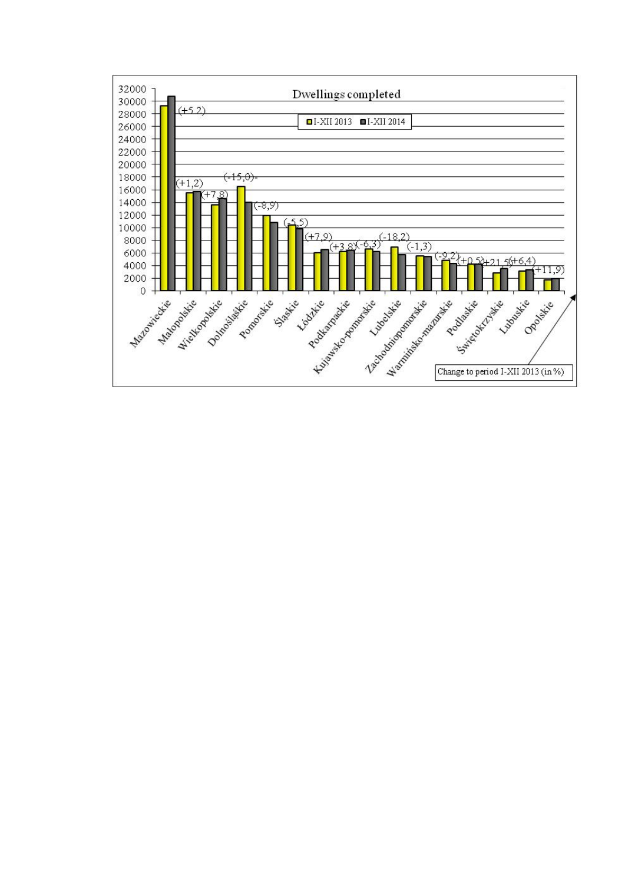**Dwellings completed**

Legend: I-XII 2013 | I-XII 2014

Change to period I-XII 2013 (in %)

| Voivodship | Change to period I-XII 2013 (in %) |
|---|---|
| Mazowieckie | (+5,2) |
| Małopolskie | (+1,2) |
| Wielkopolskie | (+7,8) |
| Dolnośląskie | (-15,0) |
| Pomorskie | (-8,9) |
| Śląskie | (-5,5) |
| Łódzkie | (+7,9) |
| Podkarpackie | (+3,8) |
| Kujawsko-pomorskie | (-6,3) |
| Lubelskie | (-18,2) |
| Zachodniopomorskie | (-1,3) |
| Warmińsko-mazurskie | (-9,2) |
| Podlaskie | (+0,5) |
| Świętokrzyskie | (+21,5) |
| Lubuskie | (+6,4) |
| Opolskie | (+11,9) |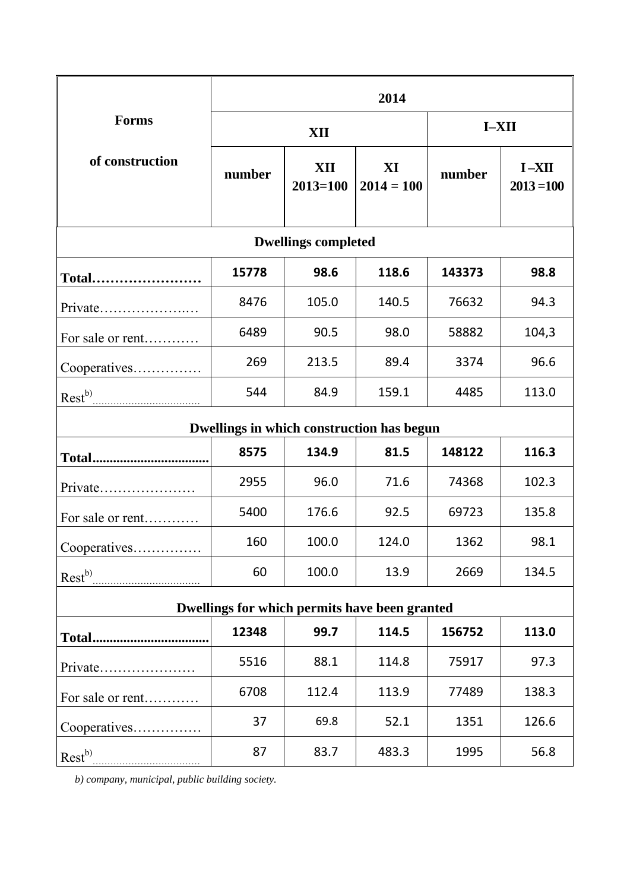| Forms of construction | 2014 | | | | |
|---|---|---|---|---|---|
| | XII | | | I–XII | |
| | number | XII 2013=100 | XI 2014 = 100 | number | I –XII 2013 =100 |
| **Dwellings completed** | | | | | |
| **Total……………………** | **15778** | **98.6** | **118.6** | **143373** | **98.8** |
| Private………………..… | 8476 | 105.0 | 140.5 | 76632 | 94.3 |
| For sale or rent………… | 6489 | 90.5 | 98.0 | 58882 | 104,3 |
| Cooperatives…………… | 269 | 213.5 | 89.4 | 3374 | 96.6 |
| Rest[b)]……………………………… | 544 | 84.9 | 159.1 | 4485 | 113.0 |
| **Dwellings in which construction has begun** | | | | | |
| **Total.................................** | **8575** | **134.9** | **81.5** | **148122** | **116.3** |
| Private………………… | 2955 | 96.0 | 71.6 | 74368 | 102.3 |
| For sale or rent………… | 5400 | 176.6 | 92.5 | 69723 | 135.8 |
| Cooperatives…………… | 160 | 100.0 | 124.0 | 1362 | 98.1 |
| Rest[b)]……………………………… | 60 | 100.0 | 13.9 | 2669 | 134.5 |
| **Dwellings for which permits have been granted** | | | | | |
| **Total.................................** | **12348** | **99.7** | **114.5** | **156752** | **113.0** |
| Private………………… | 5516 | 88.1 | 114.8 | 75917 | 97.3 |
| For sale or rent………… | 6708 | 112.4 | 113.9 | 77489 | 138.3 |
| Cooperatives…………… | 37 | 69.8 | 52.1 | 1351 | 126.6 |
| Rest[b)]……………………………… | 87 | 83.7 | 483.3 | 1995 | 56.8 |

*b) company, municipal, public building society.*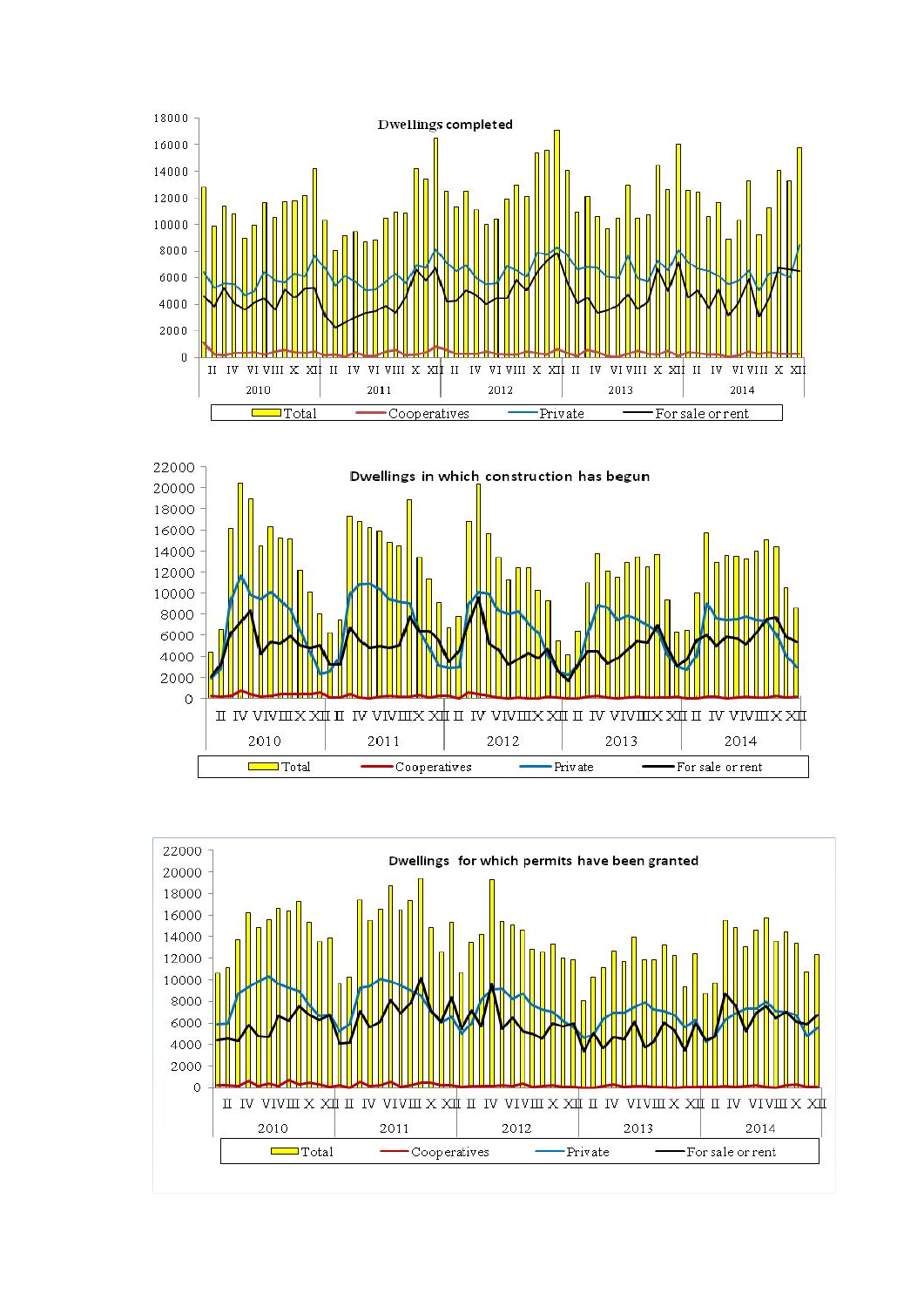Dwellings completed

18000
16000
14000
12000
10000
8000
6000
4000
2000
0

II IV VI VIII X XII II IV VI VIII X XII II IV VI VIII X XII II IV VI VIII X XII II IV VI VIII X XII

2010 2011 2012 2013 2014

Total Cooperatives Private For sale or rent

Dwellings in which construction has begun

22000
20000
18000
16000
14000
12000
10000
8000
6000
4000
2000
0

II IV VI VIII X XII II IV VI VIII X XII II IV VI VIII X XII II IV VI VIII X XII II IV VI VIII X XII

2010 2011 2012 2013 2014

Total Cooperatives Private For sale or rent

Dwellings for which permits have been granted

22000
20000
18000
16000
14000
12000
10000
8000
6000
4000
2000
0

II IV VI VIII X XII II IV VI VIII X XII II IV VI VIII X XII II IV VI VIII X XII II IV VI VIII X XII

2010 2011 2012 2013 2014

Total Cooperatives Private For sale or rent